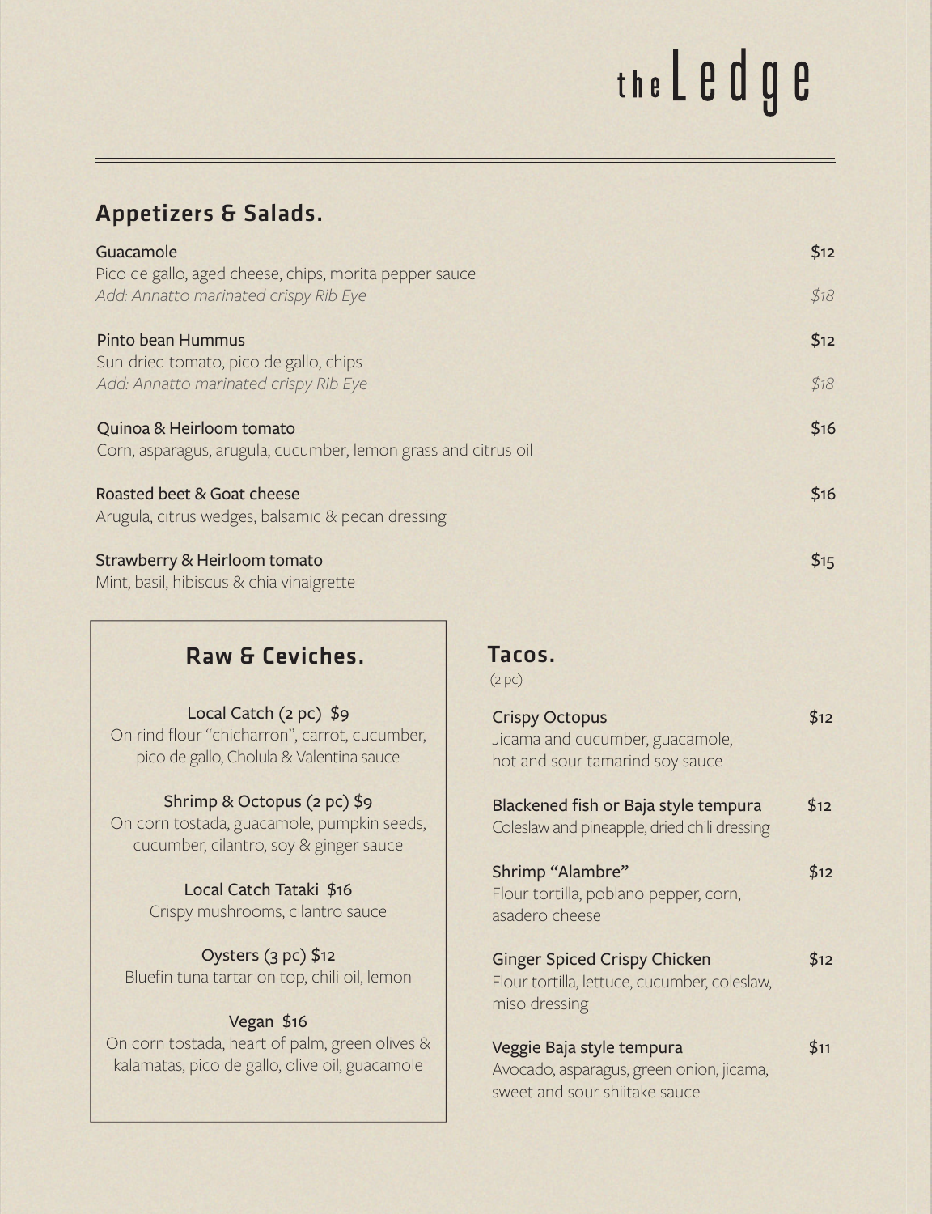# the Ledge

## Appetizers & Salads.

**Guacamole** — $12
Pico de gallo, aged cheese, chips, morita pepper sauce
*Add: Annatto marinated crispy Rib Eye* — *$18*

**Pinto bean Hummus** — $12
Sun-dried tomato, pico de gallo, chips
*Add: Annatto marinated crispy Rib Eye* — *$18*

**Quinoa & Heirloom tomato** — $16
Corn, asparagus, arugula, cucumber, lemon grass and citrus oil

**Roasted beet & Goat cheese** — $16
Arugula, citrus wedges, balsamic & pecan dressing

**Strawberry & Heirloom tomato** — $15
Mint, basil, hibiscus & chia vinaigrette

## Raw & Ceviches.

**Local Catch (2 pc) $9**
On rind flour "chicharron", carrot, cucumber, pico de gallo, Cholula & Valentina sauce

**Shrimp & Octopus (2 pc) $9**
On corn tostada, guacamole, pumpkin seeds, cucumber, cilantro, soy & ginger sauce

**Local Catch Tataki $16**
Crispy mushrooms, cilantro sauce

**Oysters (3 pc) $12**
Bluefin tuna tartar on top, chili oil, lemon

**Vegan $16**
On corn tostada, heart of palm, green olives & kalamatas, pico de gallo, olive oil, guacamole

## Tacos.

(2 pc)

**Crispy Octopus** — $12
Jicama and cucumber, guacamole, hot and sour tamarind soy sauce

**Blackened fish or Baja style tempura** — $12
Coleslaw and pineapple, dried chili dressing

**Shrimp "Alambre"** — $12
Flour tortilla, poblano pepper, corn, asadero cheese

**Ginger Spiced Crispy Chicken** — $12
Flour tortilla, lettuce, cucumber, coleslaw, miso dressing

**Veggie Baja style tempura** — $11
Avocado, asparagus, green onion, jicama, sweet and sour shiitake sauce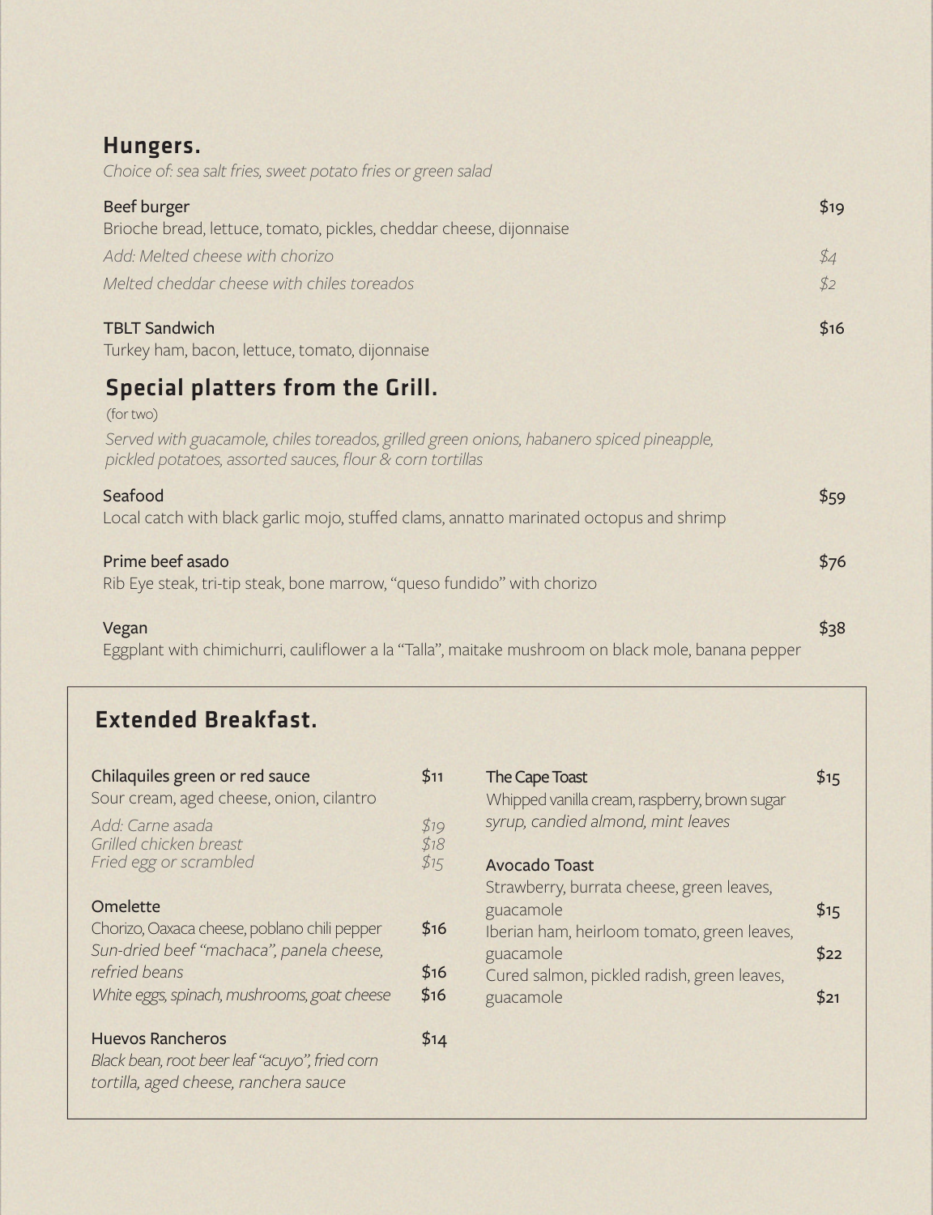## Hungers.

*Choice of: sea salt fries, sweet potato fries or green salad*

**Beef burger** — $19
Brioche bread, lettuce, tomato, pickles, cheddar cheese, dijonnaise
*Add: Melted cheese with chorizo* — *$4*
*Melted cheddar cheese with chiles toreados* — *$2*

**TBLT Sandwich** — $16
Turkey ham, bacon, lettuce, tomato, dijonnaise

## Special platters from the Grill.

(for two)

*Served with guacamole, chiles toreados, grilled green onions, habanero spiced pineapple, pickled potatoes, assorted sauces, flour & corn tortillas*

**Seafood** — $59
Local catch with black garlic mojo, stuffed clams, annatto marinated octopus and shrimp

**Prime beef asado** — $76
Rib Eye steak, tri-tip steak, bone marrow, "queso fundido" with chorizo

**Vegan** — $38
Eggplant with chimichurri, cauliflower a la "Talla", maitake mushroom on black mole, banana pepper

## Extended Breakfast.

**Chilaquiles green or red sauce** — $11
Sour cream, aged cheese, onion, cilantro
*Add: Carne asada* — *$19*
*Grilled chicken breast* — *$18*
*Fried egg or scrambled* — *$15*

**Omelette**
Chorizo, Oaxaca cheese, poblano chili pepper — $16
*Sun-dried beef "machaca", panela cheese, refried beans* — $16
*White eggs, spinach, mushrooms, goat cheese* — $16

**Huevos Rancheros** — $14
*Black bean, root beer leaf "acuyo", fried corn tortilla, aged cheese, ranchera sauce*

**The Cape Toast** — $15
Whipped vanilla cream, raspberry, brown sugar *syrup, candied almond, mint leaves*

**Avocado Toast**
Strawberry, burrata cheese, green leaves, guacamole — $15
Iberian ham, heirloom tomato, green leaves, guacamole — $22
Cured salmon, pickled radish, green leaves, guacamole — $21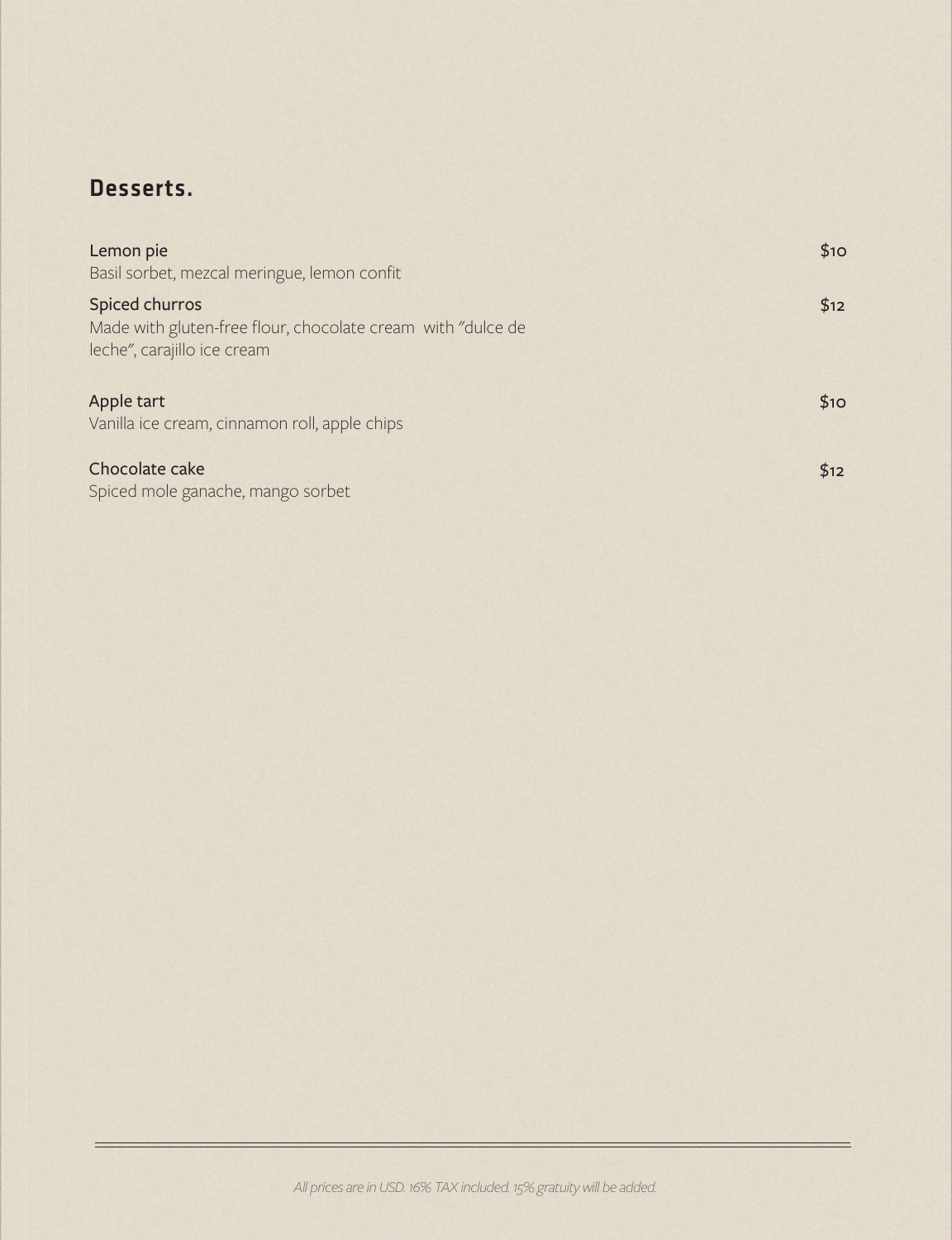## Desserts.

**Lemon pie** — $10
Basil sorbet, mezcal meringue, lemon confit

**Spiced churros** — $12
Made with gluten-free flour, chocolate cream with "dulce de leche", carajillo ice cream

**Apple tart** — $10
Vanilla ice cream, cinnamon roll, apple chips

**Chocolate cake** — $12
Spiced mole ganache, mango sorbet

---

*All prices are in USD. 16% TAX included. 15% gratuity will be added.*